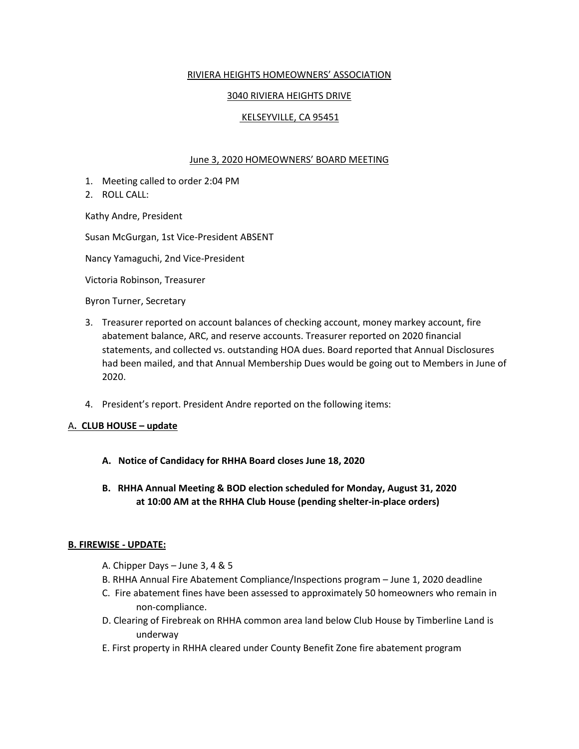RIVIERA HEIGHTS HOMEOWNERS' ASSOCIATION

3040 RIVIERA HEIGHTS DRIVE

KELSEYVILLE, CA 95451

June 3, 2020 HOMEOWNERS' BOARD MEETING

1. Meeting called to order 2:04 PM
2. ROLL CALL:

Kathy Andre, President

Susan McGurgan, 1st Vice-President ABSENT

Nancy Yamaguchi, 2nd Vice-President

Victoria Robinson, Treasurer

Byron Turner, Secretary

3. Treasurer reported on account balances of checking account, money markey account, fire abatement balance, ARC, and reserve accounts. Treasurer reported on 2020 financial statements, and collected vs. outstanding HOA dues. Board reported that Annual Disclosures had been mailed, and that Annual Membership Dues would be going out to Members in June of 2020.

4. President's report. President Andre reported on the following items:

**A. CLUB HOUSE – update**

- **A. Notice of Candidacy for RHHA Board closes June 18, 2020**
- **B. RHHA Annual Meeting & BOD election scheduled for Monday, August 31, 2020 at 10:00 AM at the RHHA Club House (pending shelter-in-place orders)**

**B. FIREWISE - UPDATE:**

- A. Chipper Days – June 3, 4 & 5
- B. RHHA Annual Fire Abatement Compliance/Inspections program – June 1, 2020 deadline
- C. Fire abatement fines have been assessed to approximately 50 homeowners who remain in non-compliance.
- D. Clearing of Firebreak on RHHA common area land below Club House by Timberline Land is underway
- E. First property in RHHA cleared under County Benefit Zone fire abatement program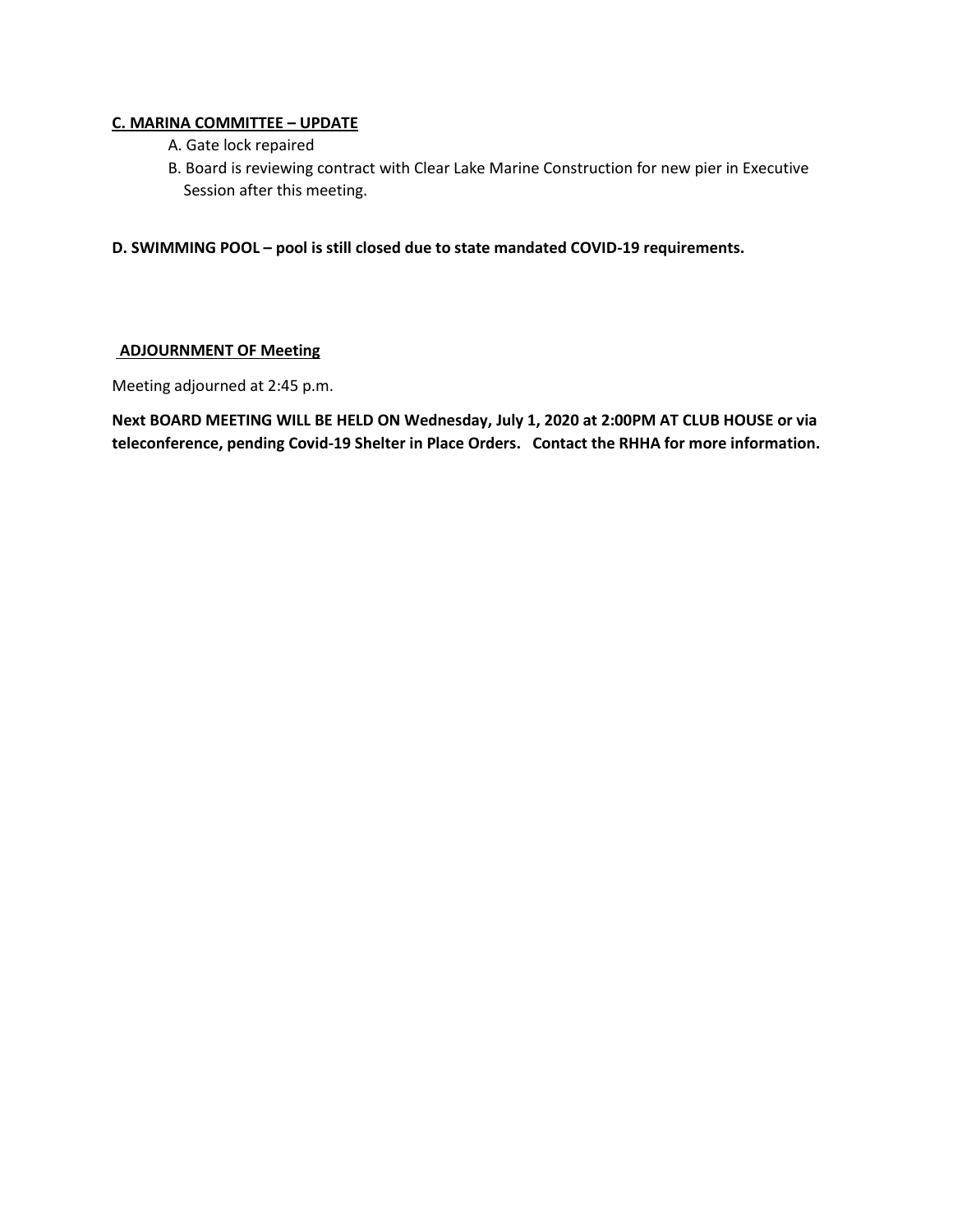**C. MARINA COMMITTEE – UPDATE**

A. Gate lock repaired

B. Board is reviewing contract with Clear Lake Marine Construction for new pier in Executive Session after this meeting.

**D. SWIMMING POOL – pool is still closed due to state mandated COVID-19 requirements.**

**ADJOURNMENT OF Meeting**

Meeting adjourned at 2:45 p.m.

**Next BOARD MEETING WILL BE HELD ON Wednesday, July 1, 2020 at 2:00PM AT CLUB HOUSE or via teleconference, pending Covid-19 Shelter in Place Orders. Contact the RHHA for more information.**